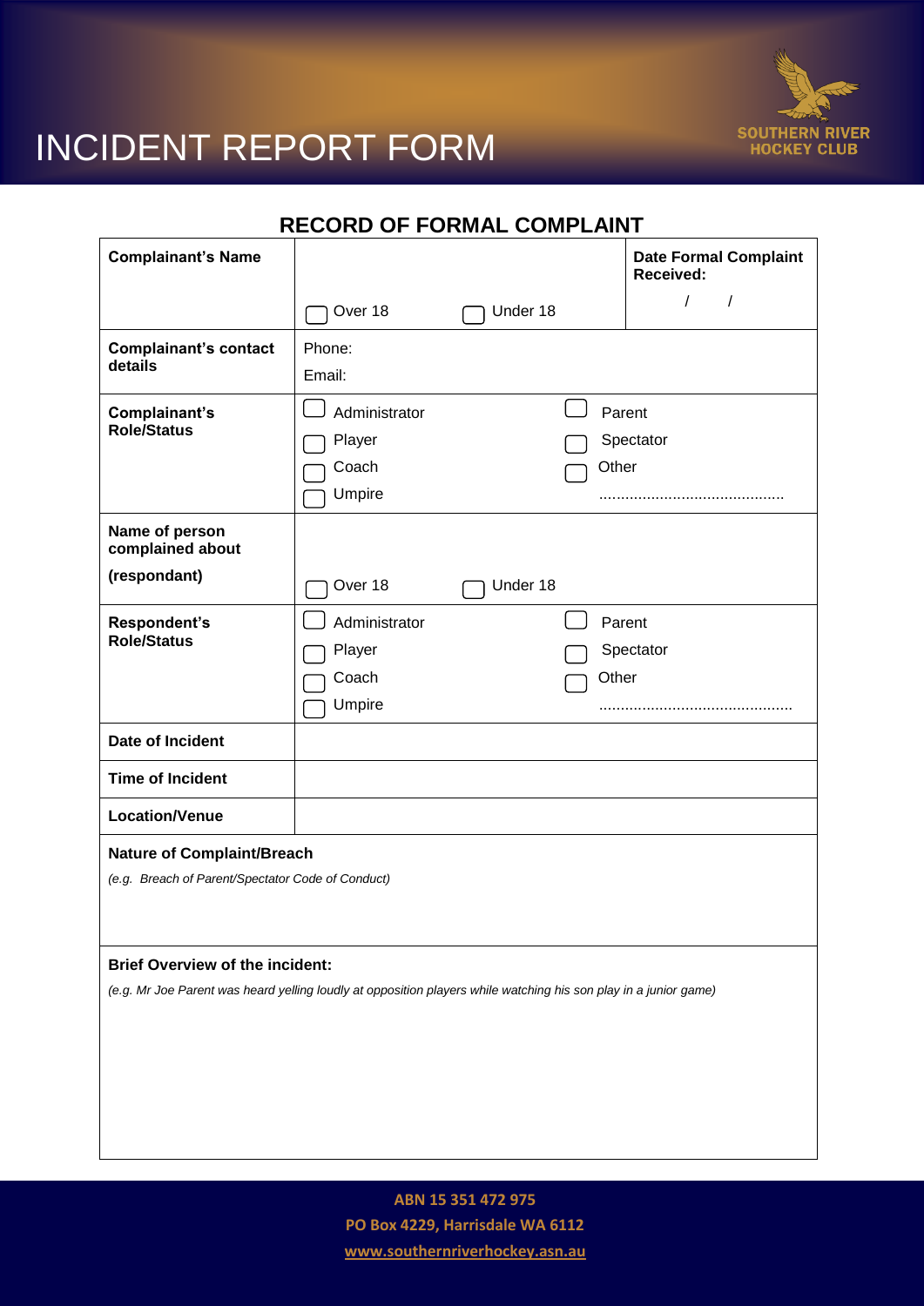# INCIDENT REPORT FORM

SOUTHERN RIVER HOCKEY CLUB

## RECORD OF FORMAL COMPLAINT

| **Complainant's Name** | ☐ Over 18 ☐ Under 18 | **Date Formal Complaint Received:** / / |
|---|---|---|
| **Complainant's contact details** | Phone:<br>Email: | |
| **Complainant's Role/Status** | ☐ Administrator<br>☐ Player<br>☐ Coach<br>☐ Umpire | ☐ Parent<br>☐ Spectator<br>☐ Other<br>........................................... |
| **Name of person complained about (respondant)** | ☐ Over 18 ☐ Under 18 | |
| **Respondent's Role/Status** | ☐ Administrator<br>☐ Player<br>☐ Coach<br>☐ Umpire | ☐ Parent<br>☐ Spectator<br>☐ Other<br>............................................ |
| **Date of Incident** | | |
| **Time of Incident** | | |
| **Location/Venue** | | |

**Nature of Complaint/Breach**

*(e.g. Breach of Parent/Spectator Code of Conduct)*

**Brief Overview of the incident:**

*(e.g. Mr Joe Parent was heard yelling loudly at opposition players while watching his son play in a junior game)*

ABN 15 351 472 975
PO Box 4229, Harrisdale WA 6112
www.southernriverhockey.asn.au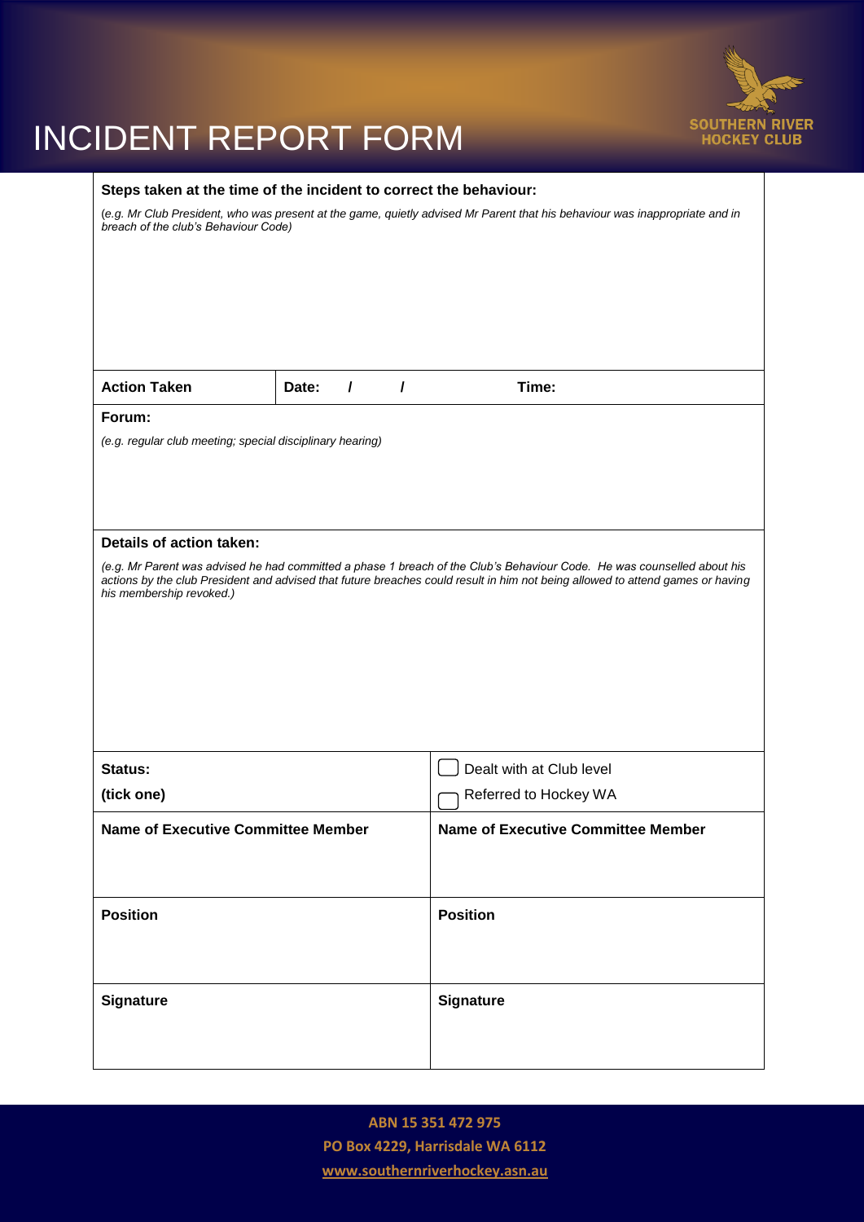# INCIDENT REPORT FORM

SOUTHERN RIVER HOCKEY CLUB

**Steps taken at the time of the incident to correct the behaviour:**

*(e.g. Mr Club President, who was present at the game, quietly advised Mr Parent that his behaviour was inappropriate and in breach of the club's Behaviour Code)*

| **Action Taken** | **Date: / /** | **Time:** |
|---|---|---|

**Forum:**

*(e.g. regular club meeting; special disciplinary hearing)*

**Details of action taken:**

*(e.g. Mr Parent was advised he had committed a phase 1 breach of the Club's Behaviour Code. He was counselled about his actions by the club President and advised that future breaches could result in him not being allowed to attend games or having his membership revoked.)*

| | |
|---|---|
| **Status:** **(tick one)** | ☐ Dealt with at Club level ☐ Referred to Hockey WA |
| **Name of Executive Committee Member** | **Name of Executive Committee Member** |
| **Position** | **Position** |
| **Signature** | **Signature** |

**ABN 15 351 472 975**
**PO Box 4229, Harrisdale WA 6112**
**www.southernriverhockey.asn.au**